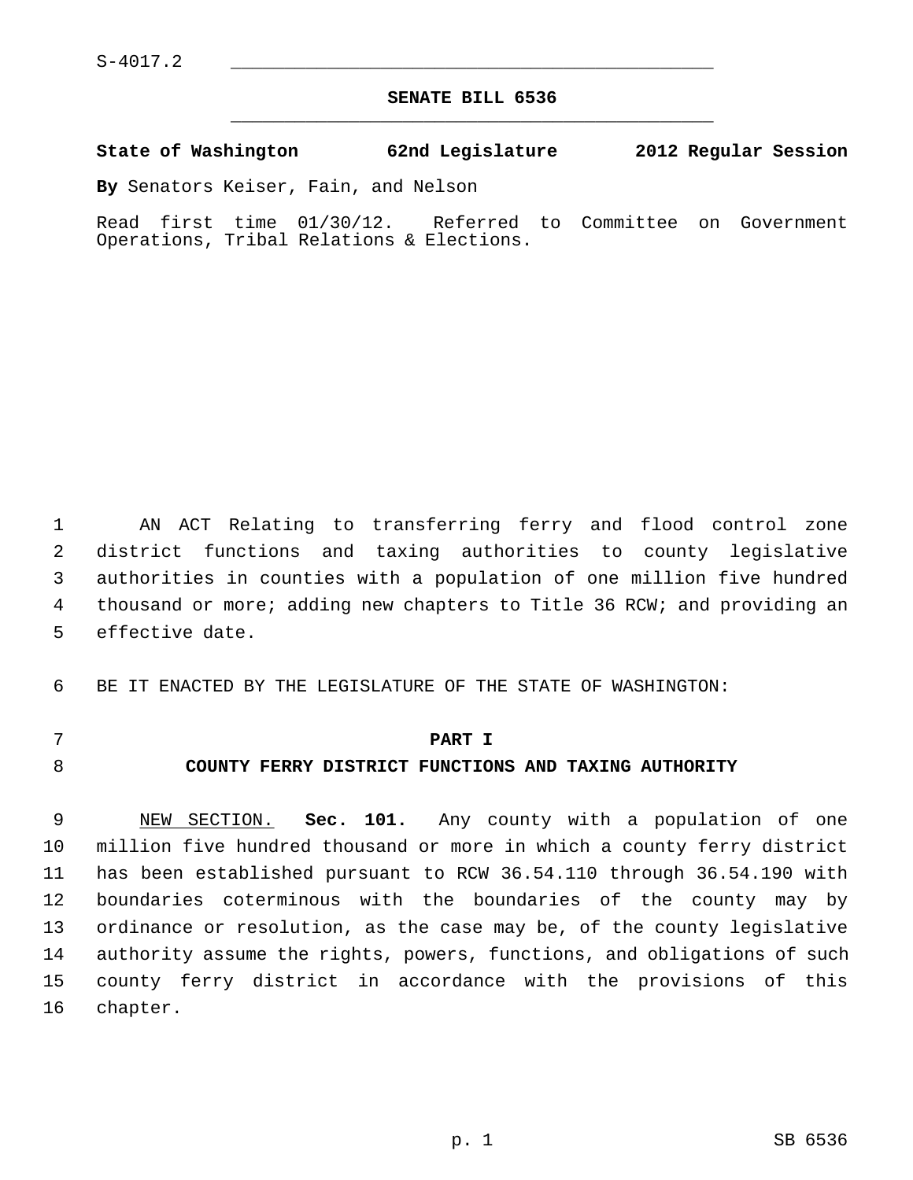S-4017.2

**SENATE BILL 6536**

**State of Washington 62nd Legislature 2012 Regular Session**

**By** Senators Keiser, Fain, and Nelson

Read first time 01/30/12. Referred to Committee on Government Operations, Tribal Relations & Elections.

AN ACT Relating to transferring ferry and flood control zone district functions and taxing authorities to county legislative authorities in counties with a population of one million five hundred thousand or more; adding new chapters to Title 36 RCW; and providing an effective date.

BE IT ENACTED BY THE LEGISLATURE OF THE STATE OF WASHINGTON:

## PART I
## COUNTY FERRY DISTRICT FUNCTIONS AND TAXING AUTHORITY

NEW SECTION. **Sec. 101.** Any county with a population of one million five hundred thousand or more in which a county ferry district has been established pursuant to RCW 36.54.110 through 36.54.190 with boundaries coterminous with the boundaries of the county may by ordinance or resolution, as the case may be, of the county legislative authority assume the rights, powers, functions, and obligations of such county ferry district in accordance with the provisions of this chapter.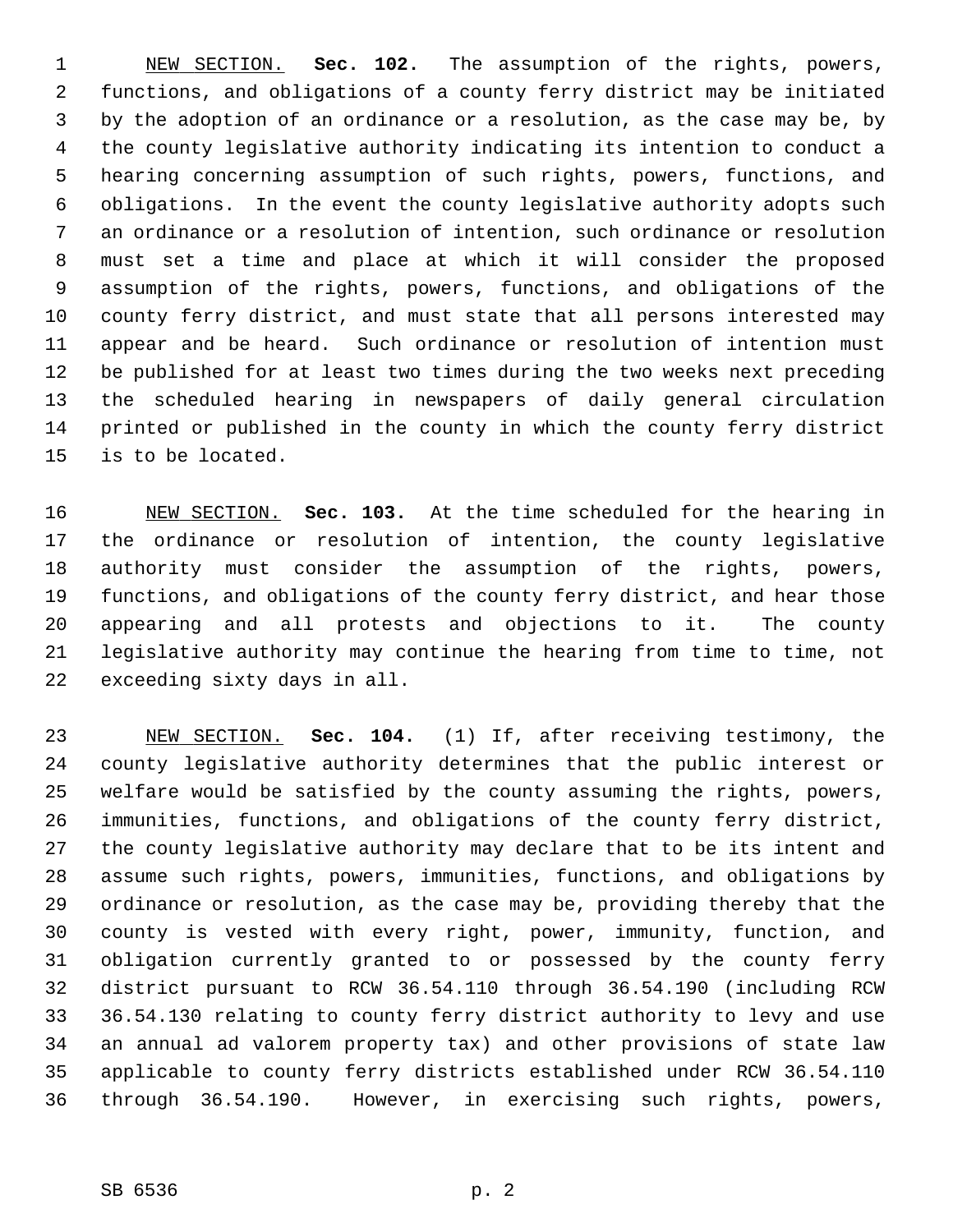NEW SECTION. **Sec. 102.** The assumption of the rights, powers, functions, and obligations of a county ferry district may be initiated by the adoption of an ordinance or a resolution, as the case may be, by the county legislative authority indicating its intention to conduct a hearing concerning assumption of such rights, powers, functions, and obligations. In the event the county legislative authority adopts such an ordinance or a resolution of intention, such ordinance or resolution must set a time and place at which it will consider the proposed assumption of the rights, powers, functions, and obligations of the county ferry district, and must state that all persons interested may appear and be heard. Such ordinance or resolution of intention must be published for at least two times during the two weeks next preceding the scheduled hearing in newspapers of daily general circulation printed or published in the county in which the county ferry district is to be located.

NEW SECTION. **Sec. 103.** At the time scheduled for the hearing in the ordinance or resolution of intention, the county legislative authority must consider the assumption of the rights, powers, functions, and obligations of the county ferry district, and hear those appearing and all protests and objections to it. The county legislative authority may continue the hearing from time to time, not exceeding sixty days in all.

NEW SECTION. **Sec. 104.** (1) If, after receiving testimony, the county legislative authority determines that the public interest or welfare would be satisfied by the county assuming the rights, powers, immunities, functions, and obligations of the county ferry district, the county legislative authority may declare that to be its intent and assume such rights, powers, immunities, functions, and obligations by ordinance or resolution, as the case may be, providing thereby that the county is vested with every right, power, immunity, function, and obligation currently granted to or possessed by the county ferry district pursuant to RCW 36.54.110 through 36.54.190 (including RCW 36.54.130 relating to county ferry district authority to levy and use an annual ad valorem property tax) and other provisions of state law applicable to county ferry districts established under RCW 36.54.110 through 36.54.190. However, in exercising such rights, powers,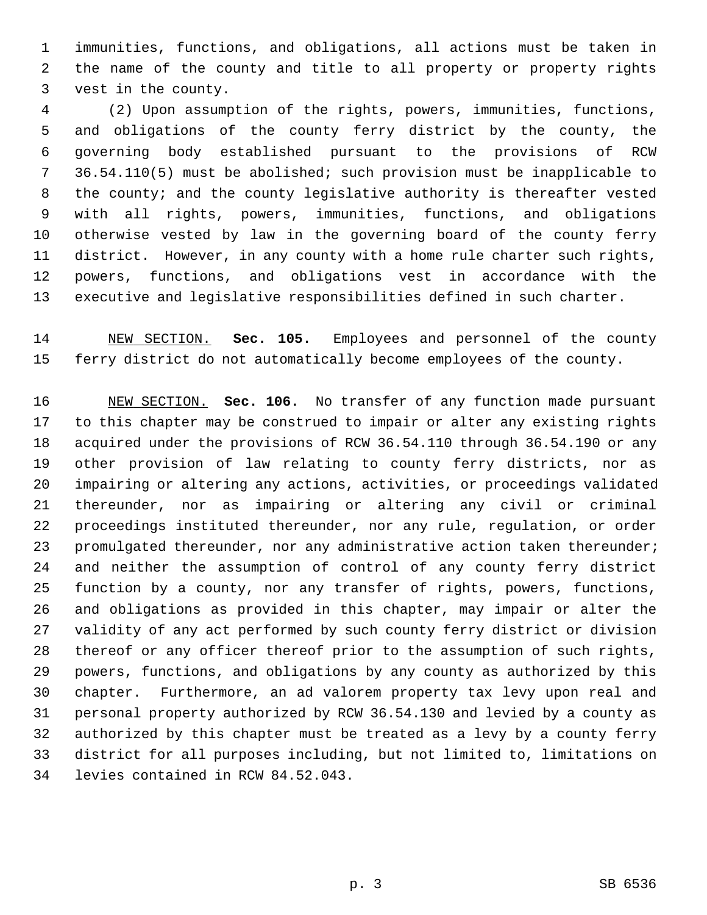immunities, functions, and obligations, all actions must be taken in the name of the county and title to all property or property rights vest in the county.

(2) Upon assumption of the rights, powers, immunities, functions, and obligations of the county ferry district by the county, the governing body established pursuant to the provisions of RCW 36.54.110(5) must be abolished; such provision must be inapplicable to the county; and the county legislative authority is thereafter vested with all rights, powers, immunities, functions, and obligations otherwise vested by law in the governing board of the county ferry district. However, in any county with a home rule charter such rights, powers, functions, and obligations vest in accordance with the executive and legislative responsibilities defined in such charter.

NEW SECTION. **Sec. 105.** Employees and personnel of the county ferry district do not automatically become employees of the county.

NEW SECTION. **Sec. 106.** No transfer of any function made pursuant to this chapter may be construed to impair or alter any existing rights acquired under the provisions of RCW 36.54.110 through 36.54.190 or any other provision of law relating to county ferry districts, nor as impairing or altering any actions, activities, or proceedings validated thereunder, nor as impairing or altering any civil or criminal proceedings instituted thereunder, nor any rule, regulation, or order promulgated thereunder, nor any administrative action taken thereunder; and neither the assumption of control of any county ferry district function by a county, nor any transfer of rights, powers, functions, and obligations as provided in this chapter, may impair or alter the validity of any act performed by such county ferry district or division thereof or any officer thereof prior to the assumption of such rights, powers, functions, and obligations by any county as authorized by this chapter. Furthermore, an ad valorem property tax levy upon real and personal property authorized by RCW 36.54.130 and levied by a county as authorized by this chapter must be treated as a levy by a county ferry district for all purposes including, but not limited to, limitations on levies contained in RCW 84.52.043.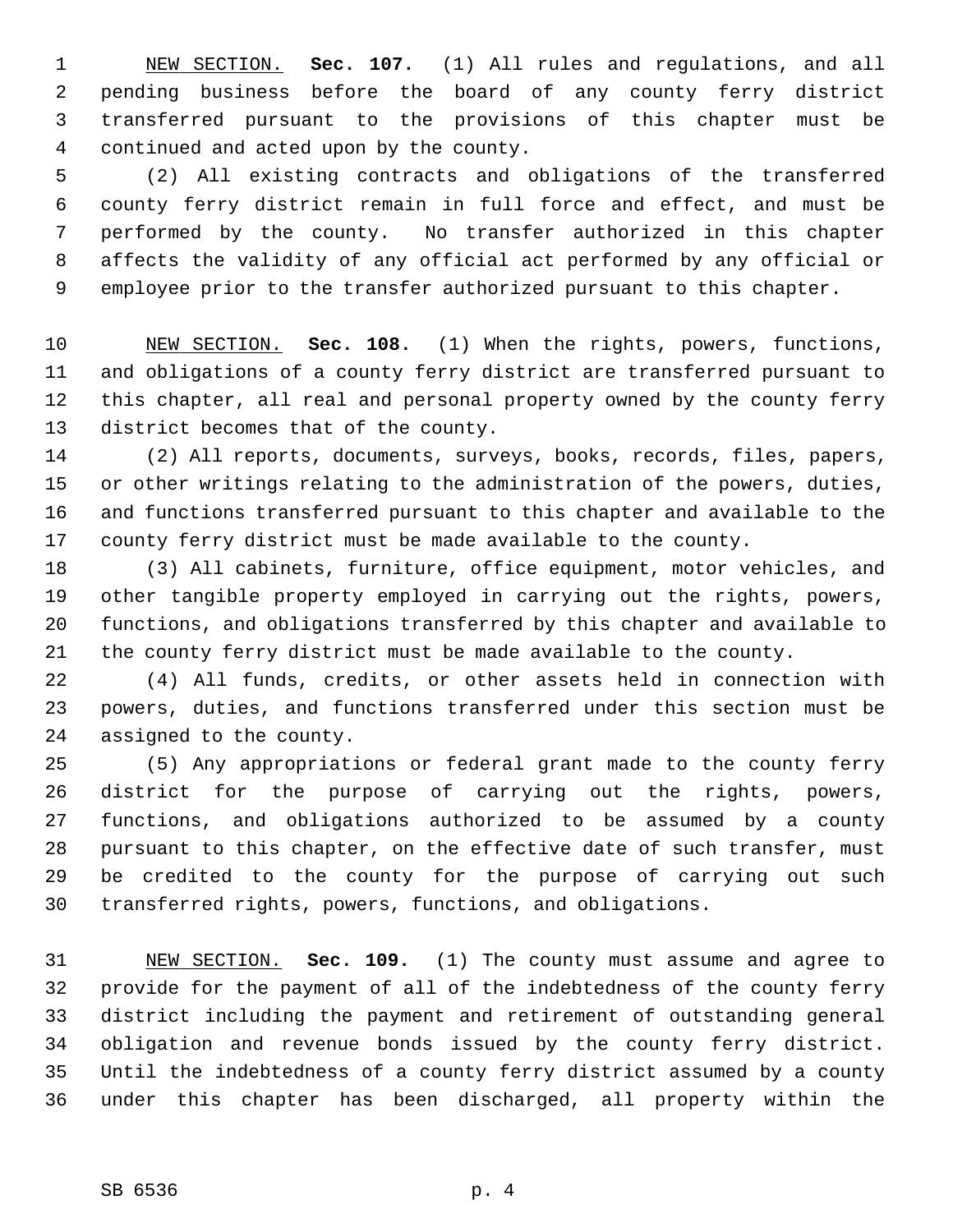NEW SECTION. **Sec. 107.** (1) All rules and regulations, and all pending business before the board of any county ferry district transferred pursuant to the provisions of this chapter must be continued and acted upon by the county.

(2) All existing contracts and obligations of the transferred county ferry district remain in full force and effect, and must be performed by the county. No transfer authorized in this chapter affects the validity of any official act performed by any official or employee prior to the transfer authorized pursuant to this chapter.

NEW SECTION. **Sec. 108.** (1) When the rights, powers, functions, and obligations of a county ferry district are transferred pursuant to this chapter, all real and personal property owned by the county ferry district becomes that of the county.

(2) All reports, documents, surveys, books, records, files, papers, or other writings relating to the administration of the powers, duties, and functions transferred pursuant to this chapter and available to the county ferry district must be made available to the county.

(3) All cabinets, furniture, office equipment, motor vehicles, and other tangible property employed in carrying out the rights, powers, functions, and obligations transferred by this chapter and available to the county ferry district must be made available to the county.

(4) All funds, credits, or other assets held in connection with powers, duties, and functions transferred under this section must be assigned to the county.

(5) Any appropriations or federal grant made to the county ferry district for the purpose of carrying out the rights, powers, functions, and obligations authorized to be assumed by a county pursuant to this chapter, on the effective date of such transfer, must be credited to the county for the purpose of carrying out such transferred rights, powers, functions, and obligations.

NEW SECTION. **Sec. 109.** (1) The county must assume and agree to provide for the payment of all of the indebtedness of the county ferry district including the payment and retirement of outstanding general obligation and revenue bonds issued by the county ferry district. Until the indebtedness of a county ferry district assumed by a county under this chapter has been discharged, all property within the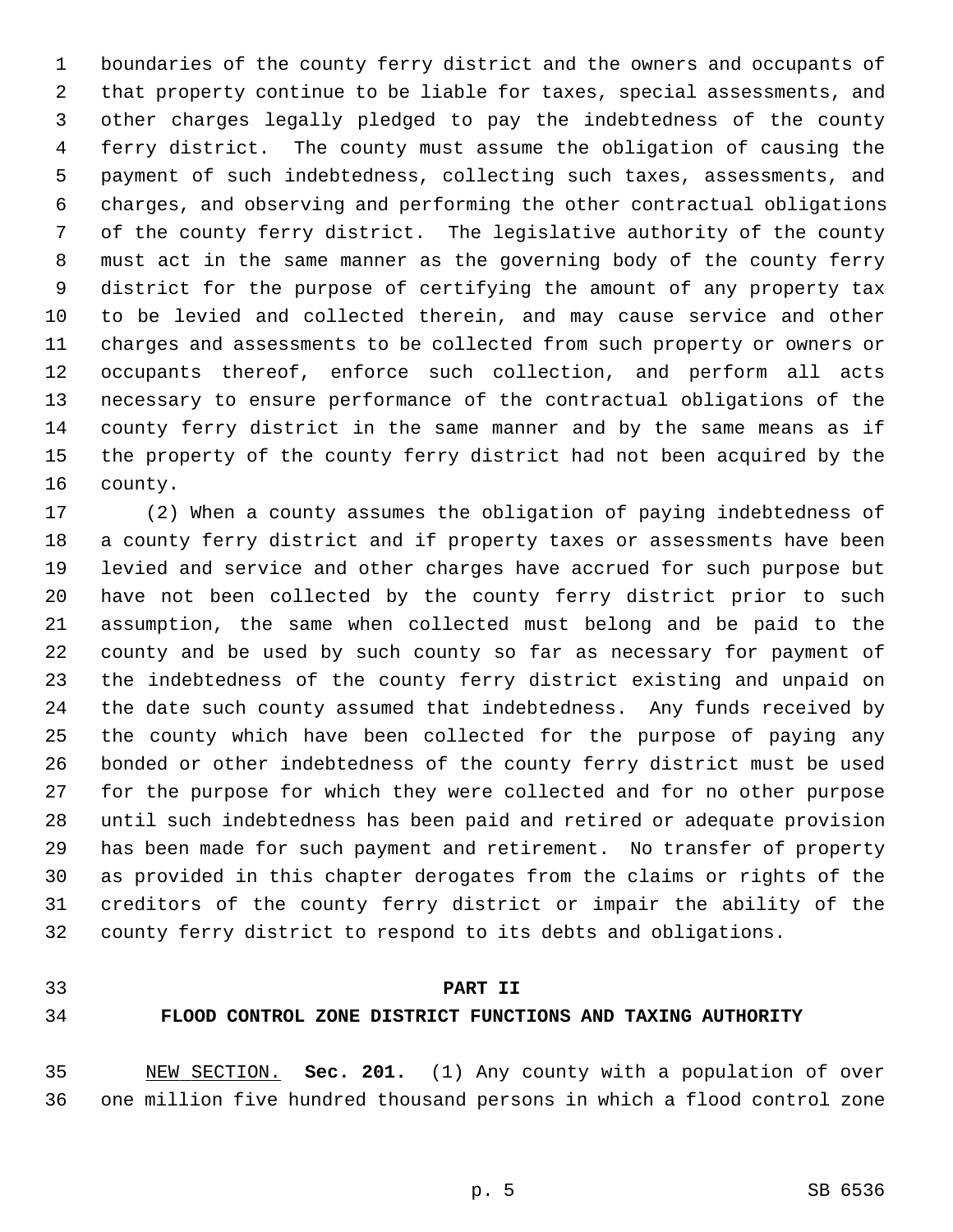boundaries of the county ferry district and the owners and occupants of that property continue to be liable for taxes, special assessments, and other charges legally pledged to pay the indebtedness of the county ferry district. The county must assume the obligation of causing the payment of such indebtedness, collecting such taxes, assessments, and charges, and observing and performing the other contractual obligations of the county ferry district. The legislative authority of the county must act in the same manner as the governing body of the county ferry district for the purpose of certifying the amount of any property tax to be levied and collected therein, and may cause service and other charges and assessments to be collected from such property or owners or occupants thereof, enforce such collection, and perform all acts necessary to ensure performance of the contractual obligations of the county ferry district in the same manner and by the same means as if the property of the county ferry district had not been acquired by the county.

(2) When a county assumes the obligation of paying indebtedness of a county ferry district and if property taxes or assessments have been levied and service and other charges have accrued for such purpose but have not been collected by the county ferry district prior to such assumption, the same when collected must belong and be paid to the county and be used by such county so far as necessary for payment of the indebtedness of the county ferry district existing and unpaid on the date such county assumed that indebtedness. Any funds received by the county which have been collected for the purpose of paying any bonded or other indebtedness of the county ferry district must be used for the purpose for which they were collected and for no other purpose until such indebtedness has been paid and retired or adequate provision has been made for such payment and retirement. No transfer of property as provided in this chapter derogates from the claims or rights of the creditors of the county ferry district or impair the ability of the county ferry district to respond to its debts and obligations.

## PART II
## FLOOD CONTROL ZONE DISTRICT FUNCTIONS AND TAXING AUTHORITY

NEW SECTION. **Sec. 201.** (1) Any county with a population of over one million five hundred thousand persons in which a flood control zone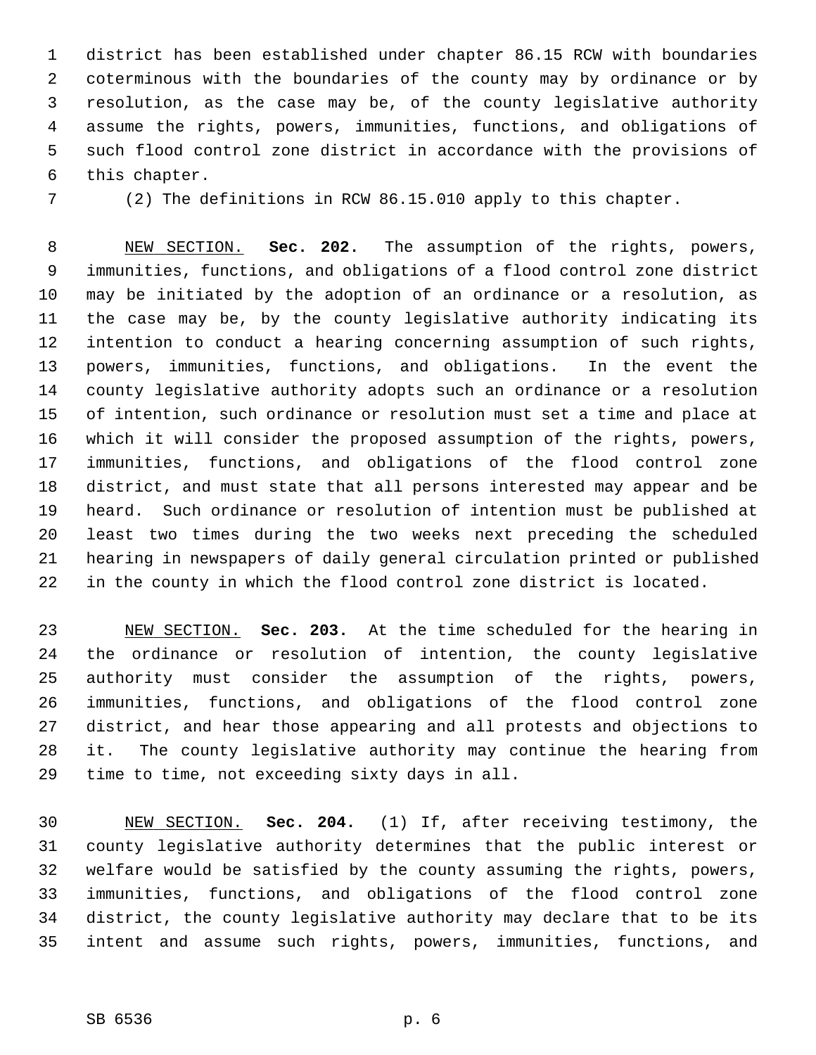district has been established under chapter 86.15 RCW with boundaries coterminous with the boundaries of the county may by ordinance or by resolution, as the case may be, of the county legislative authority assume the rights, powers, immunities, functions, and obligations of such flood control zone district in accordance with the provisions of this chapter.

(2) The definitions in RCW 86.15.010 apply to this chapter.

NEW SECTION. **Sec. 202.** The assumption of the rights, powers, immunities, functions, and obligations of a flood control zone district may be initiated by the adoption of an ordinance or a resolution, as the case may be, by the county legislative authority indicating its intention to conduct a hearing concerning assumption of such rights, powers, immunities, functions, and obligations. In the event the county legislative authority adopts such an ordinance or a resolution of intention, such ordinance or resolution must set a time and place at which it will consider the proposed assumption of the rights, powers, immunities, functions, and obligations of the flood control zone district, and must state that all persons interested may appear and be heard. Such ordinance or resolution of intention must be published at least two times during the two weeks next preceding the scheduled hearing in newspapers of daily general circulation printed or published in the county in which the flood control zone district is located.

NEW SECTION. **Sec. 203.** At the time scheduled for the hearing in the ordinance or resolution of intention, the county legislative authority must consider the assumption of the rights, powers, immunities, functions, and obligations of the flood control zone district, and hear those appearing and all protests and objections to it. The county legislative authority may continue the hearing from time to time, not exceeding sixty days in all.

NEW SECTION. **Sec. 204.** (1) If, after receiving testimony, the county legislative authority determines that the public interest or welfare would be satisfied by the county assuming the rights, powers, immunities, functions, and obligations of the flood control zone district, the county legislative authority may declare that to be its intent and assume such rights, powers, immunities, functions, and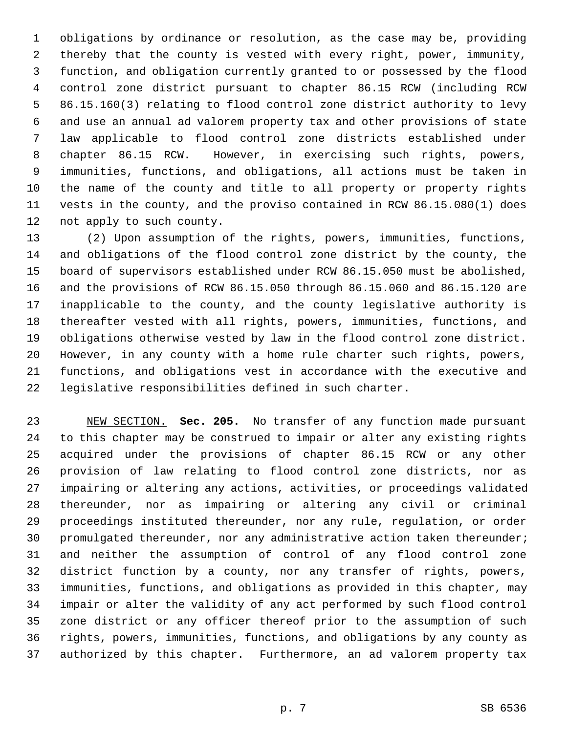obligations by ordinance or resolution, as the case may be, providing thereby that the county is vested with every right, power, immunity, function, and obligation currently granted to or possessed by the flood control zone district pursuant to chapter 86.15 RCW (including RCW 86.15.160(3) relating to flood control zone district authority to levy and use an annual ad valorem property tax and other provisions of state law applicable to flood control zone districts established under chapter 86.15 RCW. However, in exercising such rights, powers, immunities, functions, and obligations, all actions must be taken in the name of the county and title to all property or property rights vests in the county, and the proviso contained in RCW 86.15.080(1) does not apply to such county.

(2) Upon assumption of the rights, powers, immunities, functions, and obligations of the flood control zone district by the county, the board of supervisors established under RCW 86.15.050 must be abolished, and the provisions of RCW 86.15.050 through 86.15.060 and 86.15.120 are inapplicable to the county, and the county legislative authority is thereafter vested with all rights, powers, immunities, functions, and obligations otherwise vested by law in the flood control zone district. However, in any county with a home rule charter such rights, powers, functions, and obligations vest in accordance with the executive and legislative responsibilities defined in such charter.

NEW SECTION. **Sec. 205.** No transfer of any function made pursuant to this chapter may be construed to impair or alter any existing rights acquired under the provisions of chapter 86.15 RCW or any other provision of law relating to flood control zone districts, nor as impairing or altering any actions, activities, or proceedings validated thereunder, nor as impairing or altering any civil or criminal proceedings instituted thereunder, nor any rule, regulation, or order promulgated thereunder, nor any administrative action taken thereunder; and neither the assumption of control of any flood control zone district function by a county, nor any transfer of rights, powers, immunities, functions, and obligations as provided in this chapter, may impair or alter the validity of any act performed by such flood control zone district or any officer thereof prior to the assumption of such rights, powers, immunities, functions, and obligations by any county as authorized by this chapter. Furthermore, an ad valorem property tax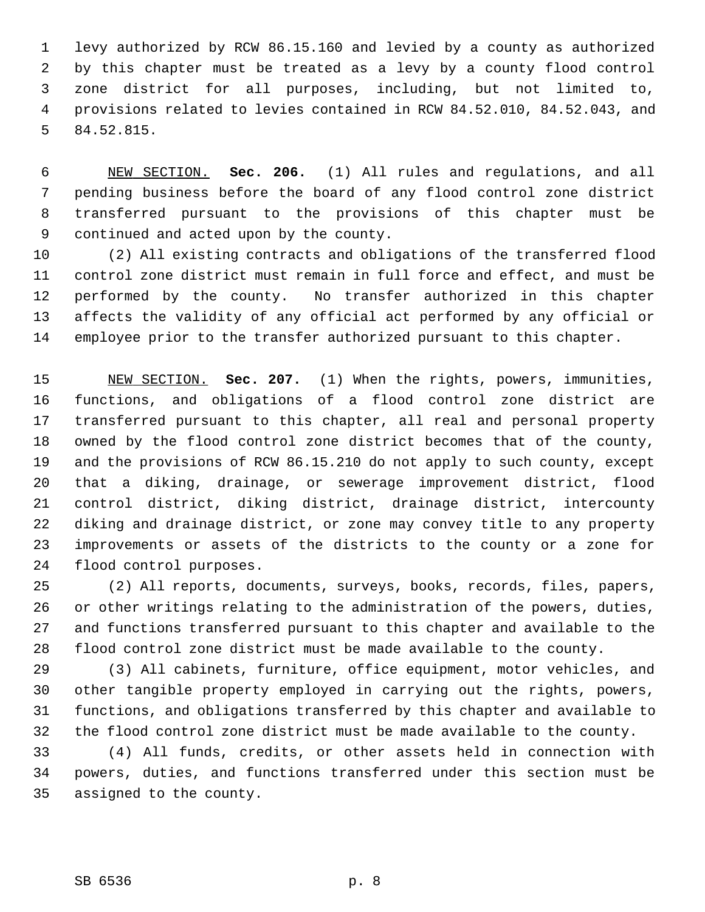levy authorized by RCW 86.15.160 and levied by a county as authorized by this chapter must be treated as a levy by a county flood control zone district for all purposes, including, but not limited to, provisions related to levies contained in RCW 84.52.010, 84.52.043, and 84.52.815.

NEW SECTION. **Sec. 206.** (1) All rules and regulations, and all pending business before the board of any flood control zone district transferred pursuant to the provisions of this chapter must be continued and acted upon by the county.

(2) All existing contracts and obligations of the transferred flood control zone district must remain in full force and effect, and must be performed by the county. No transfer authorized in this chapter affects the validity of any official act performed by any official or employee prior to the transfer authorized pursuant to this chapter.

NEW SECTION. **Sec. 207.** (1) When the rights, powers, immunities, functions, and obligations of a flood control zone district are transferred pursuant to this chapter, all real and personal property owned by the flood control zone district becomes that of the county, and the provisions of RCW 86.15.210 do not apply to such county, except that a diking, drainage, or sewerage improvement district, flood control district, diking district, drainage district, intercounty diking and drainage district, or zone may convey title to any property improvements or assets of the districts to the county or a zone for flood control purposes.

(2) All reports, documents, surveys, books, records, files, papers, or other writings relating to the administration of the powers, duties, and functions transferred pursuant to this chapter and available to the flood control zone district must be made available to the county.

(3) All cabinets, furniture, office equipment, motor vehicles, and other tangible property employed in carrying out the rights, powers, functions, and obligations transferred by this chapter and available to the flood control zone district must be made available to the county.

(4) All funds, credits, or other assets held in connection with powers, duties, and functions transferred under this section must be assigned to the county.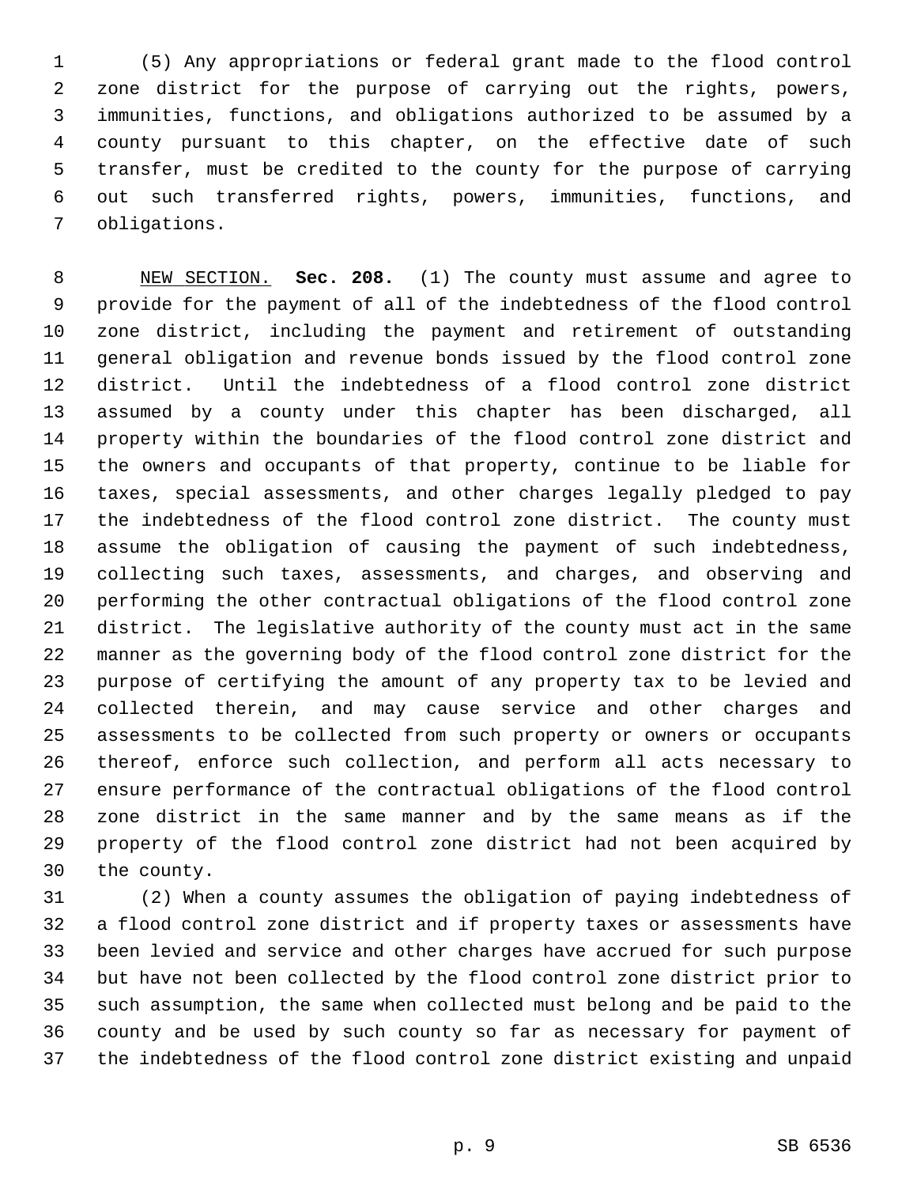(5) Any appropriations or federal grant made to the flood control zone district for the purpose of carrying out the rights, powers, immunities, functions, and obligations authorized to be assumed by a county pursuant to this chapter, on the effective date of such transfer, must be credited to the county for the purpose of carrying out such transferred rights, powers, immunities, functions, and obligations.

NEW SECTION. **Sec. 208.** (1) The county must assume and agree to provide for the payment of all of the indebtedness of the flood control zone district, including the payment and retirement of outstanding general obligation and revenue bonds issued by the flood control zone district. Until the indebtedness of a flood control zone district assumed by a county under this chapter has been discharged, all property within the boundaries of the flood control zone district and the owners and occupants of that property, continue to be liable for taxes, special assessments, and other charges legally pledged to pay the indebtedness of the flood control zone district. The county must assume the obligation of causing the payment of such indebtedness, collecting such taxes, assessments, and charges, and observing and performing the other contractual obligations of the flood control zone district. The legislative authority of the county must act in the same manner as the governing body of the flood control zone district for the purpose of certifying the amount of any property tax to be levied and collected therein, and may cause service and other charges and assessments to be collected from such property or owners or occupants thereof, enforce such collection, and perform all acts necessary to ensure performance of the contractual obligations of the flood control zone district in the same manner and by the same means as if the property of the flood control zone district had not been acquired by the county.

(2) When a county assumes the obligation of paying indebtedness of a flood control zone district and if property taxes or assessments have been levied and service and other charges have accrued for such purpose but have not been collected by the flood control zone district prior to such assumption, the same when collected must belong and be paid to the county and be used by such county so far as necessary for payment of the indebtedness of the flood control zone district existing and unpaid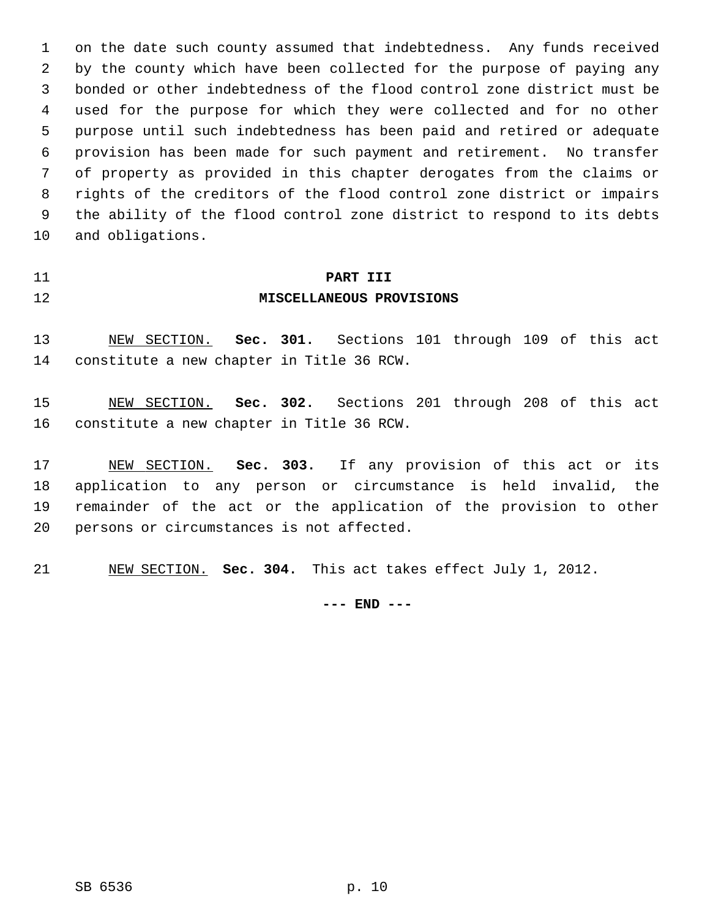on the date such county assumed that indebtedness. Any funds received by the county which have been collected for the purpose of paying any bonded or other indebtedness of the flood control zone district must be used for the purpose for which they were collected and for no other purpose until such indebtedness has been paid and retired or adequate provision has been made for such payment and retirement. No transfer of property as provided in this chapter derogates from the claims or rights of the creditors of the flood control zone district or impairs the ability of the flood control zone district to respond to its debts and obligations.

## PART III
## MISCELLANEOUS PROVISIONS

NEW SECTION. **Sec. 301.** Sections 101 through 109 of this act constitute a new chapter in Title 36 RCW.

NEW SECTION. **Sec. 302.** Sections 201 through 208 of this act constitute a new chapter in Title 36 RCW.

NEW SECTION. **Sec. 303.** If any provision of this act or its application to any person or circumstance is held invalid, the remainder of the act or the application of the provision to other persons or circumstances is not affected.

NEW SECTION. **Sec. 304.** This act takes effect July 1, 2012.

**--- END ---**